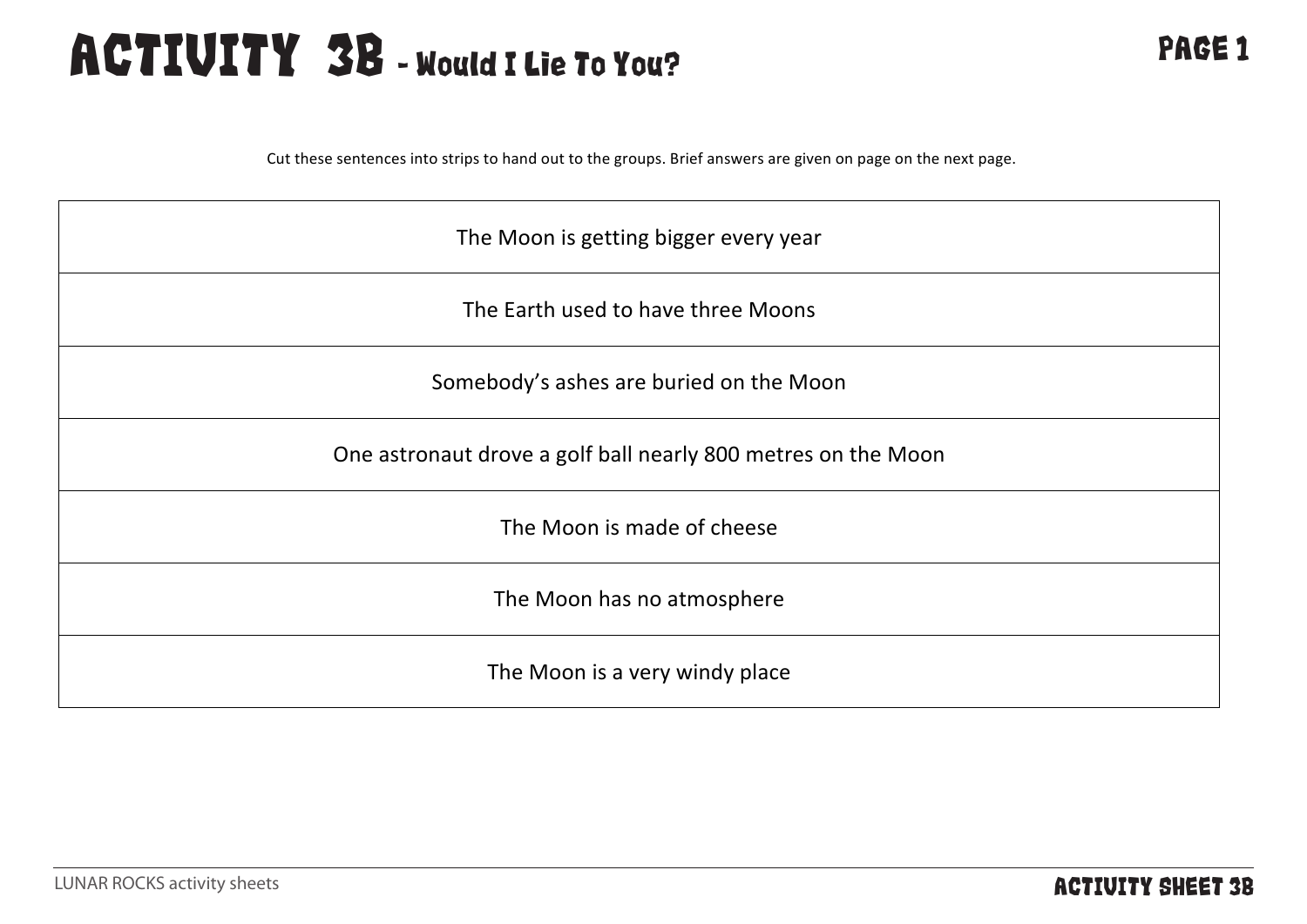# ACTIVITY 3B - Would I Lie To You?

Cut these sentences into strips to hand out to the groups. Brief answers are given on page on the next page.

| The Moon is getting bigger every year |
|---|
| The Earth used to have three Moons |
| Somebody's ashes are buried on the Moon |
| One astronaut drove a golf ball nearly 800 metres on the Moon |
| The Moon is made of cheese |
| The Moon has no atmosphere |
| The Moon is a very windy place |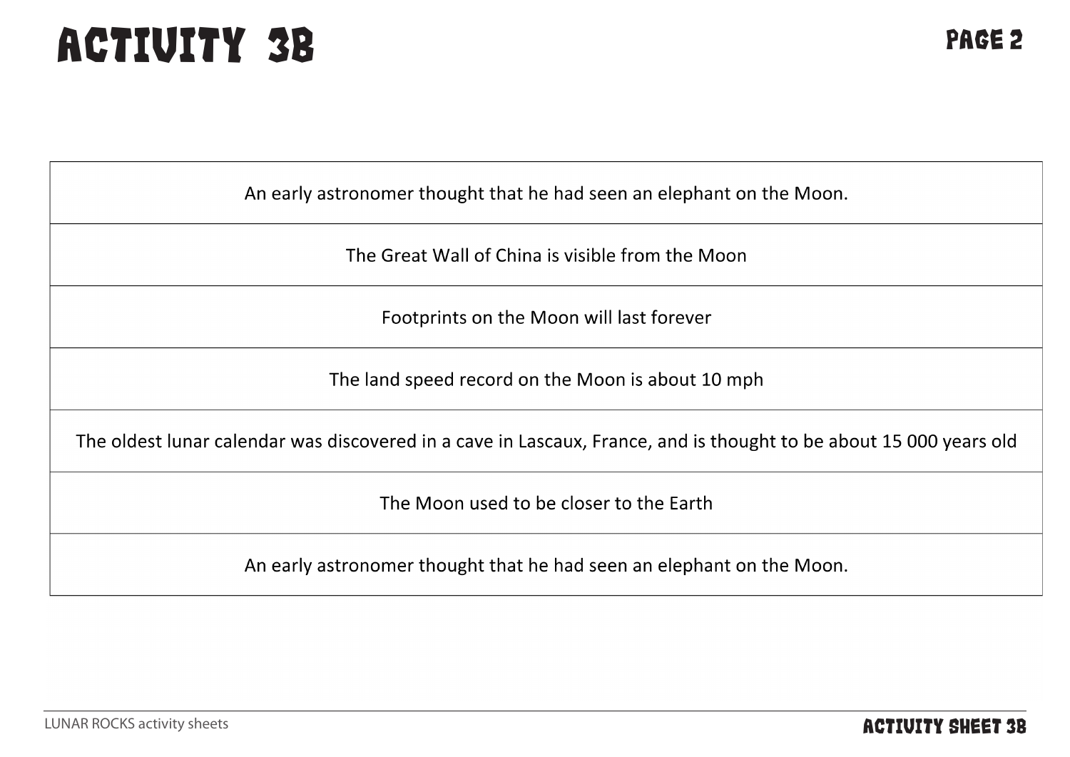# ACTIVITY 3B

| An early astronomer thought that he had seen an elephant on the Moon. |
| --- |
| The Great Wall of China is visible from the Moon |
| Footprints on the Moon will last forever |
| The land speed record on the Moon is about 10 mph |
| The oldest lunar calendar was discovered in a cave in Lascaux, France, and is thought to be about 15 000 years old |
| The Moon used to be closer to the Earth |
| An early astronomer thought that he had seen an elephant on the Moon. |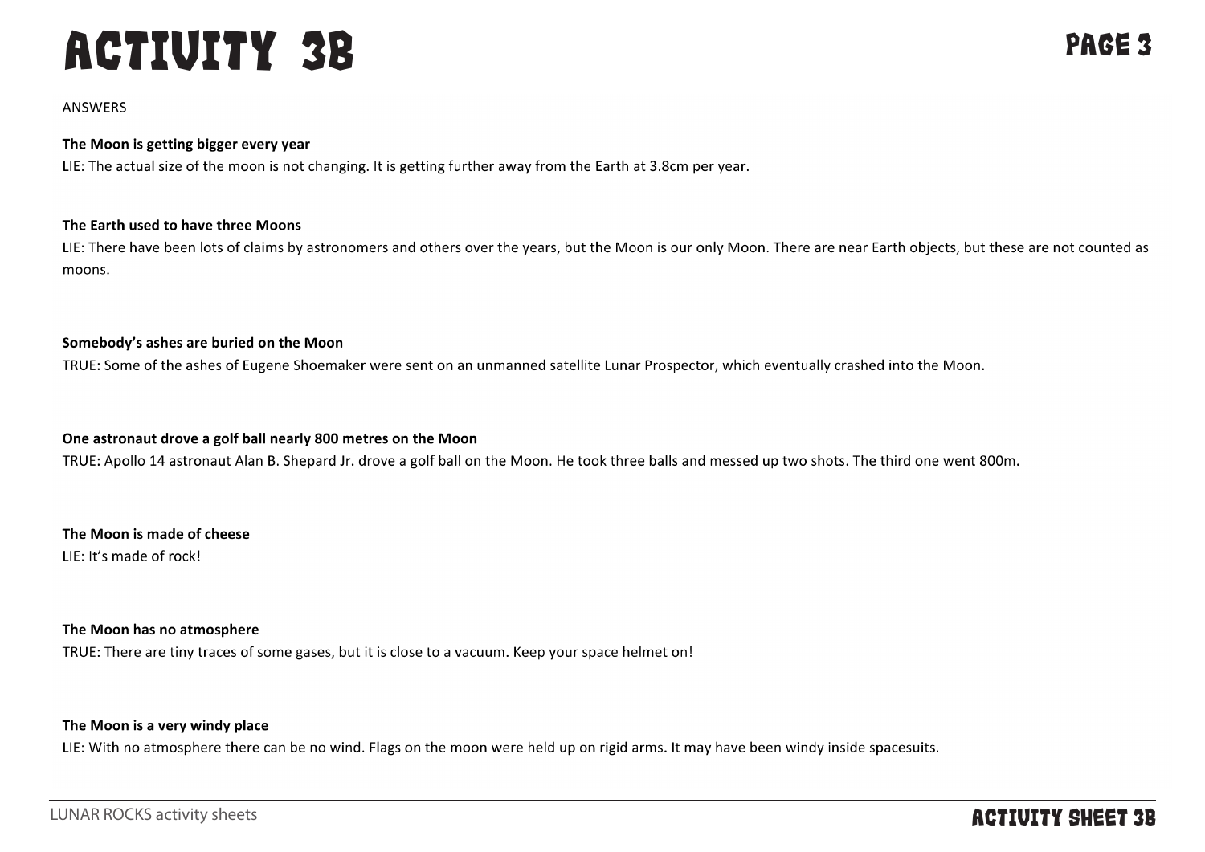# ACTIVITY 3B

ANSWERS

**The Moon is getting bigger every year**
LIE: The actual size of the moon is not changing. It is getting further away from the Earth at 3.8cm per year.

**The Earth used to have three Moons**
LIE: There have been lots of claims by astronomers and others over the years, but the Moon is our only Moon. There are near Earth objects, but these are not counted as moons.

**Somebody's ashes are buried on the Moon**
TRUE: Some of the ashes of Eugene Shoemaker were sent on an unmanned satellite Lunar Prospector, which eventually crashed into the Moon.

**One astronaut drove a golf ball nearly 800 metres on the Moon**
TRUE: Apollo 14 astronaut Alan B. Shepard Jr. drove a golf ball on the Moon. He took three balls and messed up two shots. The third one went 800m.

**The Moon is made of cheese**
LIE: It's made of rock!

**The Moon has no atmosphere**
TRUE: There are tiny traces of some gases, but it is close to a vacuum. Keep your space helmet on!

**The Moon is a very windy place**
LIE: With no atmosphere there can be no wind. Flags on the moon were held up on rigid arms. It may have been windy inside spacesuits.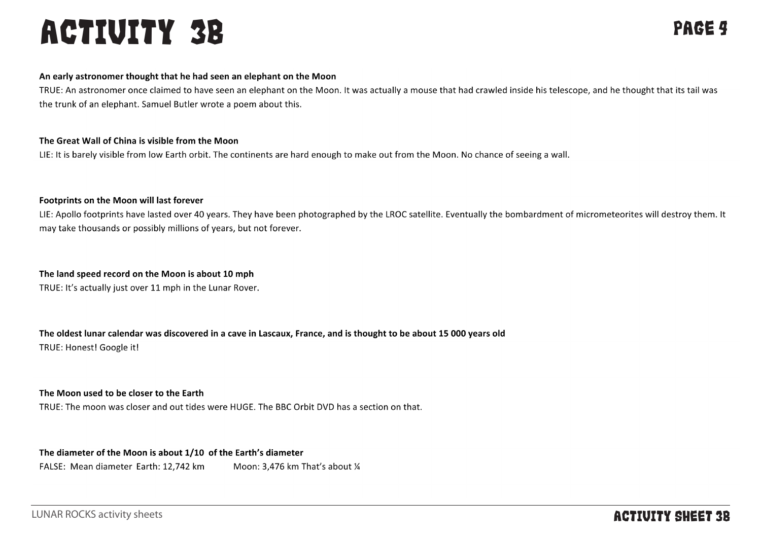# ACTIVITY 3B

**An early astronomer thought that he had seen an elephant on the Moon**

TRUE: An astronomer once claimed to have seen an elephant on the Moon. It was actually a mouse that had crawled inside his telescope, and he thought that its tail was the trunk of an elephant. Samuel Butler wrote a poem about this.

**The Great Wall of China is visible from the Moon**

LIE: It is barely visible from low Earth orbit. The continents are hard enough to make out from the Moon. No chance of seeing a wall.

**Footprints on the Moon will last forever**

LIE: Apollo footprints have lasted over 40 years. They have been photographed by the LROC satellite. Eventually the bombardment of micrometeorites will destroy them. It may take thousands or possibly millions of years, but not forever.

**The land speed record on the Moon is about 10 mph**

TRUE: It's actually just over 11 mph in the Lunar Rover.

**The oldest lunar calendar was discovered in a cave in Lascaux, France, and is thought to be about 15 000 years old**

TRUE: Honest! Google it!

**The Moon used to be closer to the Earth**

TRUE: The moon was closer and out tides were HUGE. The BBC Orbit DVD has a section on that.

**The diameter of the Moon is about 1/10 of the Earth's diameter**

FALSE: Mean diameter Earth: 12,742 km Moon: 3,476 km That's about ¼

LUNAR ROCKS activity sheets

ACTIVITY SHEET 3B